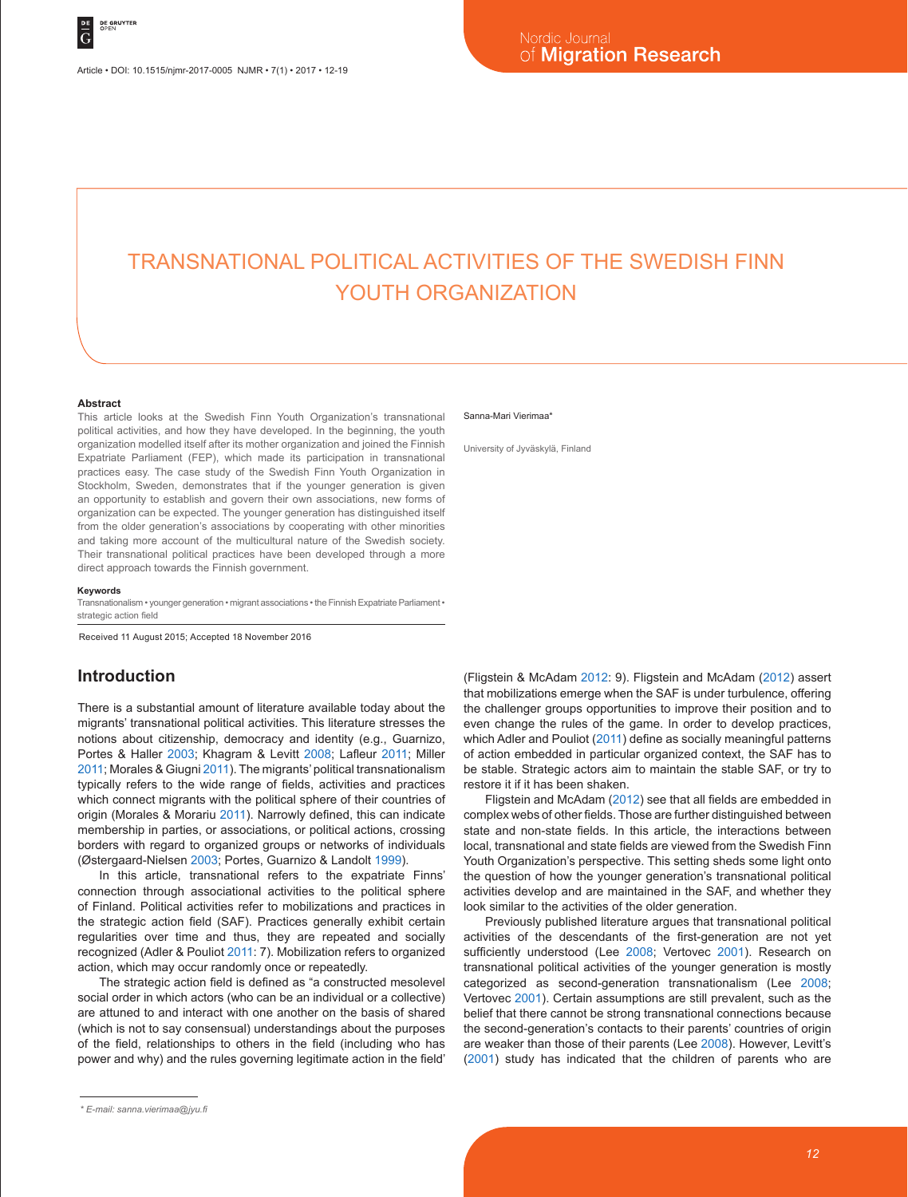# TRANSNATIONAL POLITICAL ACTIVITIES OF THE SWEDISH FINN YOUTH ORGANIZATION

Sanna-Mari Vierimaa*

University of Jyväskylä, Finland

**Abstract**

This article looks at the Swedish Finn Youth Organization's transnational political activities, and how they have developed. In the beginning, the youth organization modelled itself after its mother organization and joined the Finnish Expatriate Parliament (FEP), which made its participation in transnational practices easy. The case study of the Swedish Finn Youth Organization in Stockholm, Sweden, demonstrates that if the younger generation is given an opportunity to establish and govern their own associations, new forms of organization can be expected. The younger generation has distinguished itself from the older generation's associations by cooperating with other minorities and taking more account of the multicultural nature of the Swedish society. Their transnational political practices have been developed through a more direct approach towards the Finnish government.

**Keywords**

Transnationalism • younger generation • migrant associations • the Finnish Expatriate Parliament • strategic action field

Received 11 August 2015; Accepted 18 November 2016

## Introduction

There is a substantial amount of literature available today about the migrants' transnational political activities. This literature stresses the notions about citizenship, democracy and identity (e.g., Guarnizo, Portes & Haller 2003; Khagram & Levitt 2008; Lafleur 2011; Miller 2011; Morales & Giugni 2011). The migrants' political transnationalism typically refers to the wide range of fields, activities and practices which connect migrants with the political sphere of their countries of origin (Morales & Morariu 2011). Narrowly defined, this can indicate membership in parties, or associations, or political actions, crossing borders with regard to organized groups or networks of individuals (Østergaard-Nielsen 2003; Portes, Guarnizo & Landolt 1999).

In this article, transnational refers to the expatriate Finns' connection through associational activities to the political sphere of Finland. Political activities refer to mobilizations and practices in the strategic action field (SAF). Practices generally exhibit certain regularities over time and thus, they are repeated and socially recognized (Adler & Pouliot 2011: 7). Mobilization refers to organized action, which may occur randomly once or repeatedly.

The strategic action field is defined as "a constructed mesolevel social order in which actors (who can be an individual or a collective) are attuned to and interact with one another on the basis of shared (which is not to say consensual) understandings about the purposes of the field, relationships to others in the field (including who has power and why) and the rules governing legitimate action in the field' (Fligstein & McAdam 2012: 9). Fligstein and McAdam (2012) assert that mobilizations emerge when the SAF is under turbulence, offering the challenger groups opportunities to improve their position and to even change the rules of the game. In order to develop practices, which Adler and Pouliot (2011) define as socially meaningful patterns of action embedded in particular organized context, the SAF has to be stable. Strategic actors aim to maintain the stable SAF, or try to restore it if it has been shaken.

Fligstein and McAdam (2012) see that all fields are embedded in complex webs of other fields. Those are further distinguished between state and non-state fields. In this article, the interactions between local, transnational and state fields are viewed from the Swedish Finn Youth Organization's perspective. This setting sheds some light onto the question of how the younger generation's transnational political activities develop and are maintained in the SAF, and whether they look similar to the activities of the older generation.

Previously published literature argues that transnational political activities of the descendants of the first-generation are not yet sufficiently understood (Lee 2008; Vertovec 2001). Research on transnational political activities of the younger generation is mostly categorized as second-generation transnationalism (Lee 2008; Vertovec 2001). Certain assumptions are still prevalent, such as the belief that there cannot be strong transnational connections because the second-generation's contacts to their parents' countries of origin are weaker than those of their parents (Lee 2008). However, Levitt's (2001) study has indicated that the children of parents who are

* E-mail: sanna.vierimaa@jyu.fi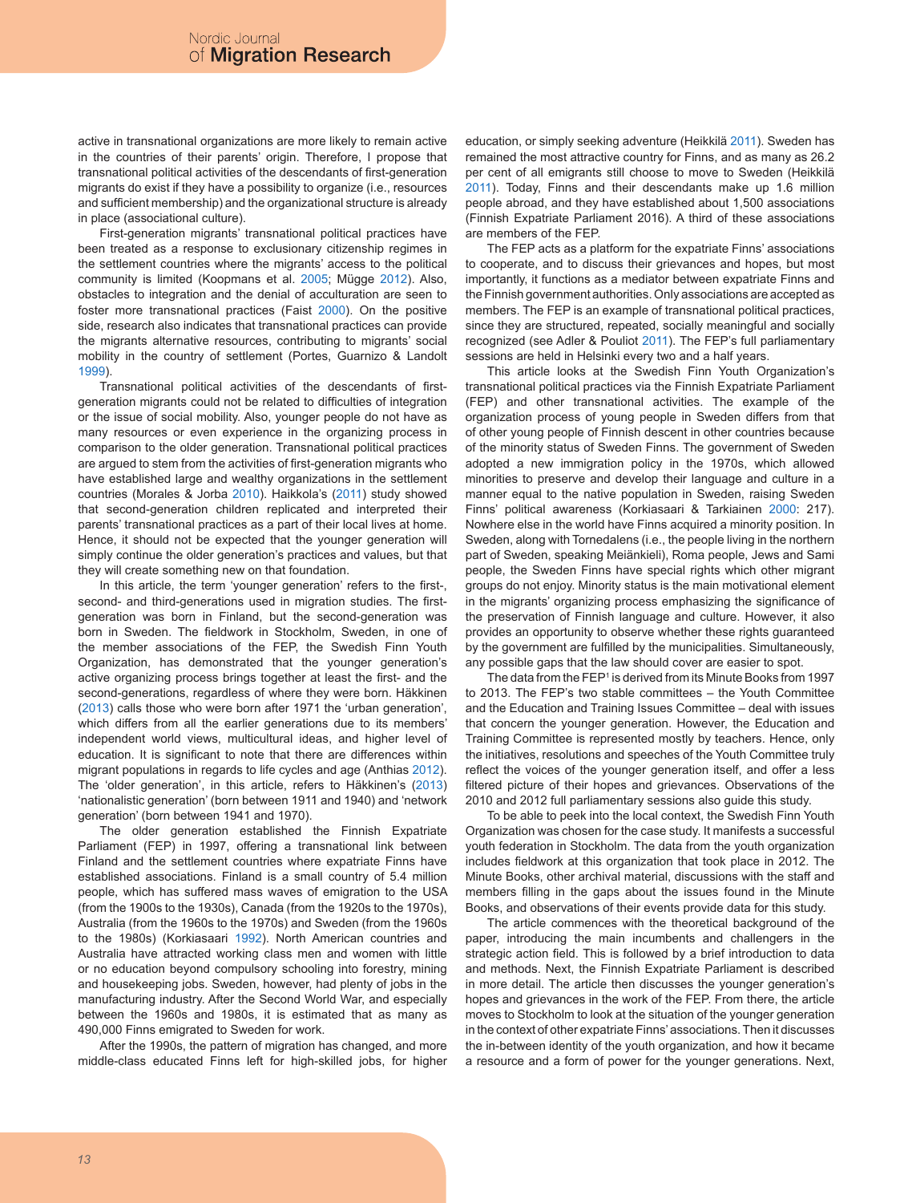active in transnational organizations are more likely to remain active in the countries of their parents' origin. Therefore, I propose that transnational political activities of the descendants of first-generation migrants do exist if they have a possibility to organize (i.e., resources and sufficient membership) and the organizational structure is already in place (associational culture).

First-generation migrants' transnational political practices have been treated as a response to exclusionary citizenship regimes in the settlement countries where the migrants' access to the political community is limited (Koopmans et al. 2005; Mügge 2012). Also, obstacles to integration and the denial of acculturation are seen to foster more transnational practices (Faist 2000). On the positive side, research also indicates that transnational practices can provide the migrants alternative resources, contributing to migrants' social mobility in the country of settlement (Portes, Guarnizo & Landolt 1999).

Transnational political activities of the descendants of first-generation migrants could not be related to difficulties of integration or the issue of social mobility. Also, younger people do not have as many resources or even experience in the organizing process in comparison to the older generation. Transnational political practices are argued to stem from the activities of first-generation migrants who have established large and wealthy organizations in the settlement countries (Morales & Jorba 2010). Haikkola's (2011) study showed that second-generation children replicated and interpreted their parents' transnational practices as a part of their local lives at home. Hence, it should not be expected that the younger generation will simply continue the older generation's practices and values, but that they will create something new on that foundation.

In this article, the term 'younger generation' refers to the first-, second- and third-generations used in migration studies. The first-generation was born in Finland, but the second-generation was born in Sweden. The fieldwork in Stockholm, Sweden, in one of the member associations of the FEP, the Swedish Finn Youth Organization, has demonstrated that the younger generation's active organizing process brings together at least the first- and the second-generations, regardless of where they were born. Häkkinen (2013) calls those who were born after 1971 the 'urban generation', which differs from all the earlier generations due to its members' independent world views, multicultural ideas, and higher level of education. It is significant to note that there are differences within migrant populations in regards to life cycles and age (Anthias 2012). The 'older generation', in this article, refers to Häkkinen's (2013) 'nationalistic generation' (born between 1911 and 1940) and 'network generation' (born between 1941 and 1970).

The older generation established the Finnish Expatriate Parliament (FEP) in 1997, offering a transnational link between Finland and the settlement countries where expatriate Finns have established associations. Finland is a small country of 5.4 million people, which has suffered mass waves of emigration to the USA (from the 1900s to the 1930s), Canada (from the 1920s to the 1970s), Australia (from the 1960s to the 1970s) and Sweden (from the 1960s to the 1980s) (Korkiasaari 1992). North American countries and Australia have attracted working class men and women with little or no education beyond compulsory schooling into forestry, mining and housekeeping jobs. Sweden, however, had plenty of jobs in the manufacturing industry. After the Second World War, and especially between the 1960s and 1980s, it is estimated that as many as 490,000 Finns emigrated to Sweden for work.

After the 1990s, the pattern of migration has changed, and more middle-class educated Finns left for high-skilled jobs, for higher education, or simply seeking adventure (Heikkilä 2011). Sweden has remained the most attractive country for Finns, and as many as 26.2 per cent of all emigrants still choose to move to Sweden (Heikkilä 2011). Today, Finns and their descendants make up 1.6 million people abroad, and they have established about 1,500 associations (Finnish Expatriate Parliament 2016). A third of these associations are members of the FEP.

The FEP acts as a platform for the expatriate Finns' associations to cooperate, and to discuss their grievances and hopes, but most importantly, it functions as a mediator between expatriate Finns and the Finnish government authorities. Only associations are accepted as members. The FEP is an example of transnational political practices, since they are structured, repeated, socially meaningful and socially recognized (see Adler & Pouliot 2011). The FEP's full parliamentary sessions are held in Helsinki every two and a half years.

This article looks at the Swedish Finn Youth Organization's transnational political practices via the Finnish Expatriate Parliament (FEP) and other transnational activities. The example of the organization process of young people in Sweden differs from that of other young people of Finnish descent in other countries because of the minority status of Sweden Finns. The government of Sweden adopted a new immigration policy in the 1970s, which allowed minorities to preserve and develop their language and culture in a manner equal to the native population in Sweden, raising Sweden Finns' political awareness (Korkiasaari & Tarkiainen 2000: 217). Nowhere else in the world have Finns acquired a minority position. In Sweden, along with Tornedalens (i.e., the people living in the northern part of Sweden, speaking Meänkieli), Roma people, Jews and Sami people, the Sweden Finns have special rights which other migrant groups do not enjoy. Minority status is the main motivational element in the migrants' organizing process emphasizing the significance of the preservation of Finnish language and culture. However, it also provides an opportunity to observe whether these rights guaranteed by the government are fulfilled by the municipalities. Simultaneously, any possible gaps that the law should cover are easier to spot.

The data from the FEP[1] is derived from its Minute Books from 1997 to 2013. The FEP's two stable committees – the Youth Committee and the Education and Training Issues Committee – deal with issues that concern the younger generation. However, the Education and Training Committee is represented mostly by teachers. Hence, only the initiatives, resolutions and speeches of the Youth Committee truly reflect the voices of the younger generation itself, and offer a less filtered picture of their hopes and grievances. Observations of the 2010 and 2012 full parliamentary sessions also guide this study.

To be able to peek into the local context, the Swedish Finn Youth Organization was chosen for the case study. It manifests a successful youth federation in Stockholm. The data from the youth organization includes fieldwork at this organization that took place in 2012. The Minute Books, other archival material, discussions with the staff and members filling in the gaps about the issues found in the Minute Books, and observations of their events provide data for this study.

The article commences with the theoretical background of the paper, introducing the main incumbents and challengers in the strategic action field. This is followed by a brief introduction to data and methods. Next, the Finnish Expatriate Parliament is described in more detail. The article then discusses the younger generation's hopes and grievances in the work of the FEP. From there, the article moves to Stockholm to look at the situation of the younger generation in the context of other expatriate Finns' associations. Then it discusses the in-between identity of the youth organization, and how it became a resource and a form of power for the younger generations. Next,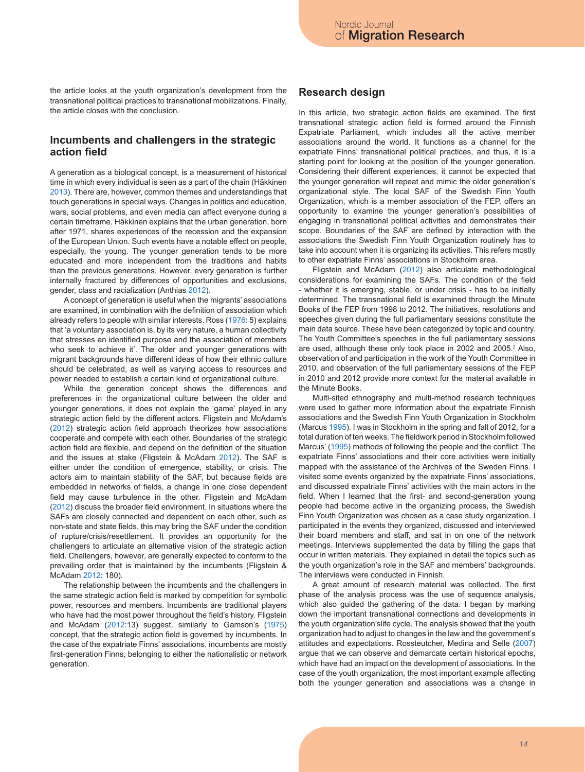the article looks at the youth organization's development from the transnational political practices to transnational mobilizations. Finally, the article closes with the conclusion.

## Incumbents and challengers in the strategic action field

A generation as a biological concept, is a measurement of historical time in which every individual is seen as a part of the chain (Häkkinen 2013). There are, however, common themes and understandings that touch generations in special ways. Changes in politics and education, wars, social problems, and even media can affect everyone during a certain timeframe. Häkkinen explains that the urban generation, born after 1971, shares experiences of the recession and the expansion of the European Union. Such events have a notable effect on people, especially, the young. The younger generation tends to be more educated and more independent from the traditions and habits than the previous generations. However, every generation is further internally fractured by differences of opportunities and exclusions, gender, class and racialization (Anthias 2012).

A concept of generation is useful when the migrants' associations are examined, in combination with the definition of association which already refers to people with similar interests. Ross (1976: 5) explains that 'a voluntary association is, by its very nature, a human collectivity that stresses an identified purpose and the association of members who seek to achieve it'. The older and younger generations with migrant backgrounds have different ideas of how their ethnic culture should be celebrated, as well as varying access to resources and power needed to establish a certain kind of organizational culture.

While the generation concept shows the differences and preferences in the organizational culture between the older and younger generations, it does not explain the 'game' played in any strategic action field by the different actors. Fligstein and McAdam's (2012) strategic action field approach theorizes how associations cooperate and compete with each other. Boundaries of the strategic action field are flexible, and depend on the definition of the situation and the issues at stake (Fligstein & McAdam 2012). The SAF is either under the condition of emergence, stability, or crisis. The actors aim to maintain stability of the SAF, but because fields are embedded in networks of fields, a change in one close dependent field may cause turbulence in the other. Fligstein and McAdam (2012) discuss the broader field environment. In situations where the SAFs are closely connected and dependent on each other, such as non-state and state fields, this may bring the SAF under the condition of rupture/crisis/resettlement. It provides an opportunity for the challengers to articulate an alternative vision of the strategic action field. Challengers, however, are generally expected to conform to the prevailing order that is maintained by the incumbents (Fligstein & McAdam 2012: 180).

The relationship between the incumbents and the challengers in the same strategic action field is marked by competition for symbolic power, resources and members. Incumbents are traditional players who have had the most power throughout the field's history. Fligstein and McAdam (2012:13) suggest, similarly to Gamson's (1975) concept, that the strategic action field is governed by incumbents. In the case of the expatriate Finns' associations, incumbents are mostly first-generation Finns, belonging to either the nationalistic or network generation.

## Research design

In this article, two strategic action fields are examined. The first transnational strategic action field is formed around the Finnish Expatriate Parliament, which includes all the active member associations around the world. It functions as a channel for the expatriate Finns' transnational political practices, and thus, it is a starting point for looking at the position of the younger generation. Considering their different experiences, it cannot be expected that the younger generation will repeat and mimic the older generation's organizational style. The local SAF of the Swedish Finn Youth Organization, which is a member association of the FEP, offers an opportunity to examine the younger generation's possibilities of engaging in transnational political activities and demonstrates their scope. Boundaries of the SAF are defined by interaction with the associations the Swedish Finn Youth Organization routinely has to take into account when it is organizing its activities. This refers mostly to other expatriate Finns' associations in Stockholm area.

Fligstein and McAdam (2012) also articulate methodological considerations for examining the SAFs. The condition of the field - whether it is emerging, stable, or under crisis - has to be initially determined. The transnational field is examined through the Minute Books of the FEP from 1998 to 2012. The initiatives, resolutions and speeches given during the full parliamentary sessions constitute the main data source. These have been categorized by topic and country. The Youth Committee's speeches in the full parliamentary sessions are used, although these only took place in 2002 and 2005.[2] Also, observation of and participation in the work of the Youth Committee in 2010, and observation of the full parliamentary sessions of the FEP in 2010 and 2012 provide more context for the material available in the Minute Books.

Multi-sited ethnography and multi-method research techniques were used to gather more information about the expatriate Finnish associations and the Swedish Finn Youth Organization in Stockholm (Marcus 1995). I was in Stockholm in the spring and fall of 2012, for a total duration of ten weeks. The fieldwork period in Stockholm followed Marcus' (1995) methods of following the people and the conflict. The expatriate Finns' associations and their core activities were initially mapped with the assistance of the Archives of the Sweden Finns. I visited some events organized by the expatriate Finns' associations, and discussed expatriate Finns' activities with the main actors in the field. When I learned that the first- and second-generation young people had become active in the organizing process, the Swedish Finn Youth Organization was chosen as a case study organization. I participated in the events they organized, discussed and interviewed their board members and staff, and sat in on one of the network meetings. Interviews supplemented the data by filling the gaps that occur in written materials. They explained in detail the topics such as the youth organization's role in the SAF and members' backgrounds. The interviews were conducted in Finnish.

A great amount of research material was collected. The first phase of the analysis process was the use of sequence analysis, which also guided the gathering of the data. I began by marking down the important transnational connections and developments in the youth organization'slife cycle. The analysis showed that the youth organization had to adjust to changes in the law and the government's attitudes and expectations. Rossteutcher, Medina and Selle (2007) argue that we can observe and demarcate certain historical epochs, which have had an impact on the development of associations. In the case of the youth organization, the most important example affecting both the younger generation and associations was a change in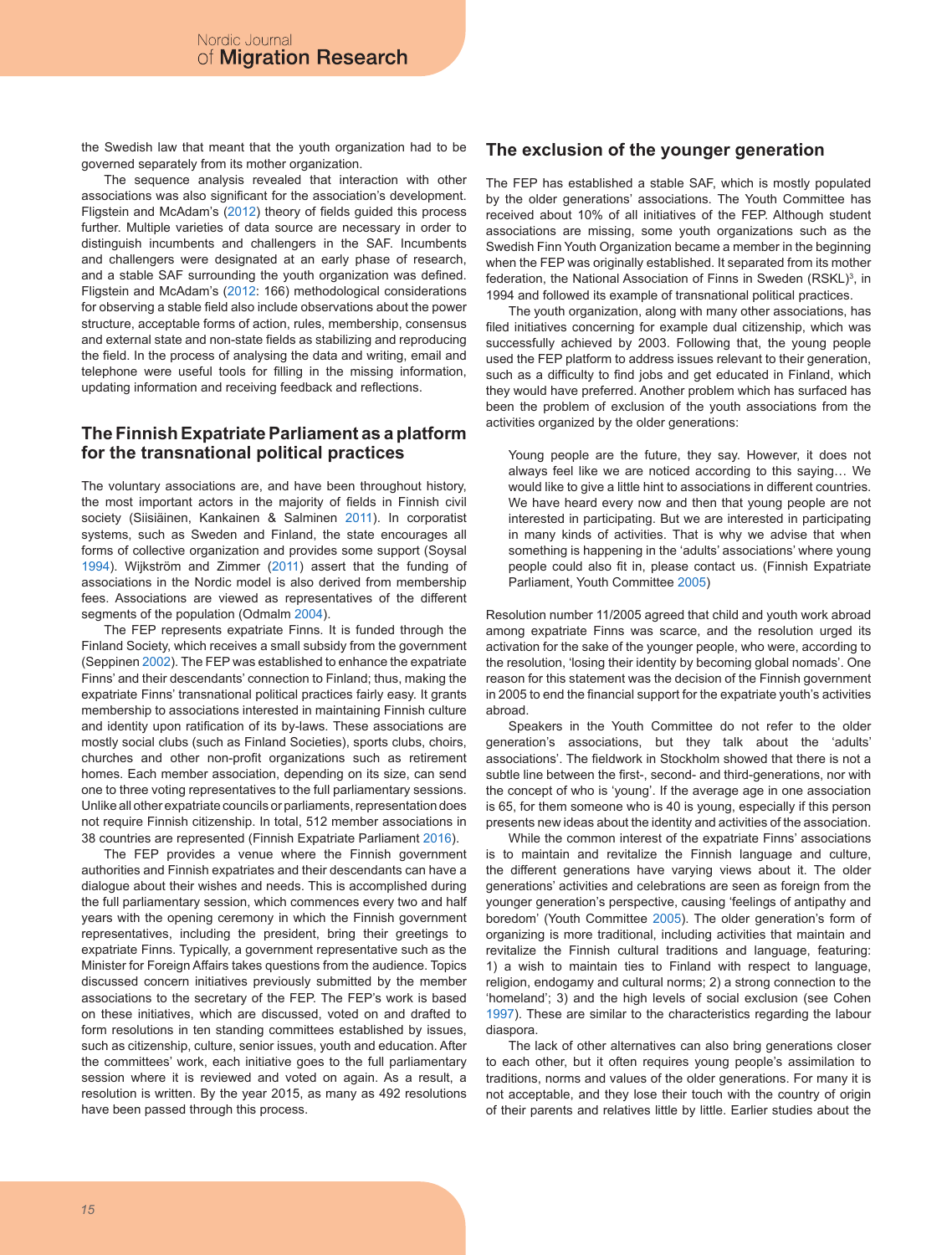the Swedish law that meant that the youth organization had to be governed separately from its mother organization.

The sequence analysis revealed that interaction with other associations was also significant for the association's development. Fligstein and McAdam's (2012) theory of fields guided this process further. Multiple varieties of data source are necessary in order to distinguish incumbents and challengers in the SAF. Incumbents and challengers were designated at an early phase of research, and a stable SAF surrounding the youth organization was defined. Fligstein and McAdam's (2012: 166) methodological considerations for observing a stable field also include observations about the power structure, acceptable forms of action, rules, membership, consensus and external state and non-state fields as stabilizing and reproducing the field. In the process of analysing the data and writing, email and telephone were useful tools for filling in the missing information, updating information and receiving feedback and reflections.

## The Finnish Expatriate Parliament as a platform for the transnational political practices

The voluntary associations are, and have been throughout history, the most important actors in the majority of fields in Finnish civil society (Siisiäinen, Kankainen & Salminen 2011). In corporatist systems, such as Sweden and Finland, the state encourages all forms of collective organization and provides some support (Soysal 1994). Wijkström and Zimmer (2011) assert that the funding of associations in the Nordic model is also derived from membership fees. Associations are viewed as representatives of the different segments of the population (Odmalm 2004).

The FEP represents expatriate Finns. It is funded through the Finland Society, which receives a small subsidy from the government (Seppinen 2002). The FEP was established to enhance the expatriate Finns' and their descendants' connection to Finland; thus, making the expatriate Finns' transnational political practices fairly easy. It grants membership to associations interested in maintaining Finnish culture and identity upon ratification of its by-laws. These associations are mostly social clubs (such as Finland Societies), sports clubs, choirs, churches and other non-profit organizations such as retirement homes. Each member association, depending on its size, can send one to three voting representatives to the full parliamentary sessions. Unlike all other expatriate councils or parliaments, representation does not require Finnish citizenship. In total, 512 member associations in 38 countries are represented (Finnish Expatriate Parliament 2016).

The FEP provides a venue where the Finnish government authorities and Finnish expatriates and their descendants can have a dialogue about their wishes and needs. This is accomplished during the full parliamentary session, which commences every two and half years with the opening ceremony in which the Finnish government representatives, including the president, bring their greetings to expatriate Finns. Typically, a government representative such as the Minister for Foreign Affairs takes questions from the audience. Topics discussed concern initiatives previously submitted by the member associations to the secretary of the FEP. The FEP's work is based on these initiatives, which are discussed, voted on and drafted to form resolutions in ten standing committees established by issues, such as citizenship, culture, senior issues, youth and education. After the committees' work, each initiative goes to the full parliamentary session where it is reviewed and voted on again. As a result, a resolution is written. By the year 2015, as many as 492 resolutions have been passed through this process.

## The exclusion of the younger generation

The FEP has established a stable SAF, which is mostly populated by the older generations' associations. The Youth Committee has received about 10% of all initiatives of the FEP. Although student associations are missing, some youth organizations such as the Swedish Finn Youth Organization became a member in the beginning when the FEP was originally established. It separated from its mother federation, the National Association of Finns in Sweden (RSKL)[3], in 1994 and followed its example of transnational political practices.

The youth organization, along with many other associations, has filed initiatives concerning for example dual citizenship, which was successfully achieved by 2003. Following that, the young people used the FEP platform to address issues relevant to their generation, such as a difficulty to find jobs and get educated in Finland, which they would have preferred. Another problem which has surfaced has been the problem of exclusion of the youth associations from the activities organized by the older generations:

> Young people are the future, they say. However, it does not always feel like we are noticed according to this saying… We would like to give a little hint to associations in different countries. We have heard every now and then that young people are not interested in participating. But we are interested in participating in many kinds of activities. That is why we advise that when something is happening in the 'adults' associations' where young people could also fit in, please contact us. (Finnish Expatriate Parliament, Youth Committee 2005)

Resolution number 11/2005 agreed that child and youth work abroad among expatriate Finns was scarce, and the resolution urged its activation for the sake of the younger people, who were, according to the resolution, 'losing their identity by becoming global nomads'. One reason for this statement was the decision of the Finnish government in 2005 to end the financial support for the expatriate youth's activities abroad.

Speakers in the Youth Committee do not refer to the older generation's associations, but they talk about the 'adults' associations'. The fieldwork in Stockholm showed that there is not a subtle line between the first-, second- and third-generations, nor with the concept of who is 'young'. If the average age in one association is 65, for them someone who is 40 is young, especially if this person presents new ideas about the identity and activities of the association.

While the common interest of the expatriate Finns' associations is to maintain and revitalize the Finnish language and culture, the different generations have varying views about it. The older generations' activities and celebrations are seen as foreign from the younger generation's perspective, causing 'feelings of antipathy and boredom' (Youth Committee 2005). The older generation's form of organizing is more traditional, including activities that maintain and revitalize the Finnish cultural traditions and language, featuring: 1) a wish to maintain ties to Finland with respect to language, religion, endogamy and cultural norms; 2) a strong connection to the 'homeland'; 3) and the high levels of social exclusion (see Cohen 1997). These are similar to the characteristics regarding the labour diaspora.

The lack of other alternatives can also bring generations closer to each other, but it often requires young people's assimilation to traditions, norms and values of the older generations. For many it is not acceptable, and they lose their touch with the country of origin of their parents and relatives little by little. Earlier studies about the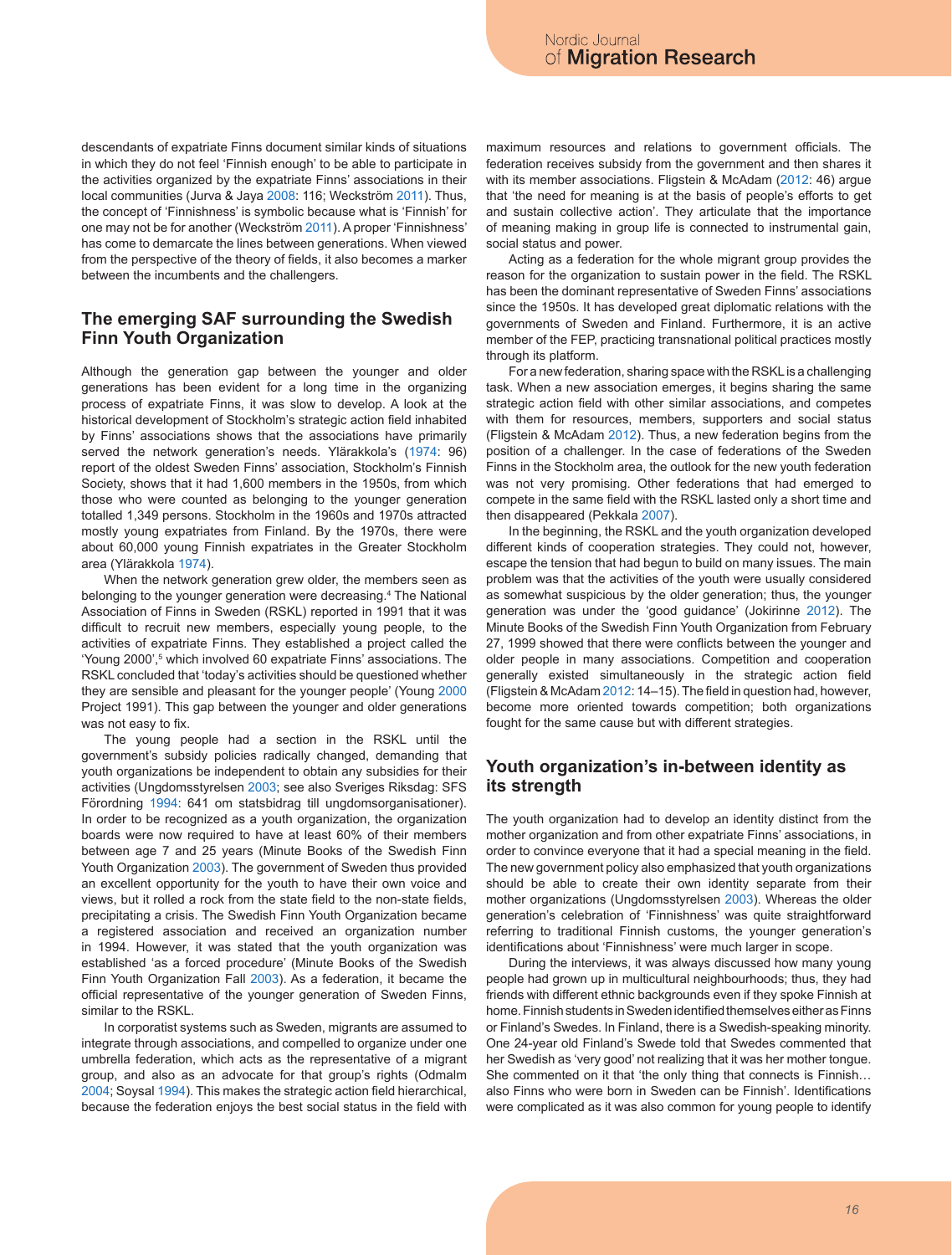descendants of expatriate Finns document similar kinds of situations in which they do not feel 'Finnish enough' to be able to participate in the activities organized by the expatriate Finns' associations in their local communities (Jurva & Jaya 2008: 116; Weckström 2011). Thus, the concept of 'Finnishness' is symbolic because what is 'Finnish' for one may not be for another (Weckström 2011). A proper 'Finnishness' has come to demarcate the lines between generations. When viewed from the perspective of the theory of fields, it also becomes a marker between the incumbents and the challengers.

## The emerging SAF surrounding the Swedish Finn Youth Organization

Although the generation gap between the younger and older generations has been evident for a long time in the organizing process of expatriate Finns, it was slow to develop. A look at the historical development of Stockholm's strategic action field inhabited by Finns' associations shows that the associations have primarily served the network generation's needs. Ylärakkola's (1974: 96) report of the oldest Sweden Finns' association, Stockholm's Finnish Society, shows that it had 1,600 members in the 1950s, from which those who were counted as belonging to the younger generation totalled 1,349 persons. Stockholm in the 1960s and 1970s attracted mostly young expatriates from Finland. By the 1970s, there were about 60,000 young Finnish expatriates in the Greater Stockholm area (Ylärakkola 1974).

When the network generation grew older, the members seen as belonging to the younger generation were decreasing.[4] The National Association of Finns in Sweden (RSKL) reported in 1991 that it was difficult to recruit new members, especially young people, to the activities of expatriate Finns. They established a project called the 'Young 2000',[5] which involved 60 expatriate Finns' associations. The RSKL concluded that 'today's activities should be questioned whether they are sensible and pleasant for the younger people' (Young 2000 Project 1991). This gap between the younger and older generations was not easy to fix.

The young people had a section in the RSKL until the government's subsidy policies radically changed, demanding that youth organizations be independent to obtain any subsidies for their activities (Ungdomsstyrelsen 2003; see also Sveriges Riksdag: SFS Förordning 1994: 641 om statsbidrag till ungdomsorganisationer). In order to be recognized as a youth organization, the organization boards were now required to have at least 60% of their members between age 7 and 25 years (Minute Books of the Swedish Finn Youth Organization 2003). The government of Sweden thus provided an excellent opportunity for the youth to have their own voice and views, but it rolled a rock from the state field to the non-state fields, precipitating a crisis. The Swedish Finn Youth Organization became a registered association and received an organization number in 1994. However, it was stated that the youth organization was established 'as a forced procedure' (Minute Books of the Swedish Finn Youth Organization Fall 2003). As a federation, it became the official representative of the younger generation of Sweden Finns, similar to the RSKL.

In corporatist systems such as Sweden, migrants are assumed to integrate through associations, and compelled to organize under one umbrella federation, which acts as the representative of a migrant group, and also as an advocate for that group's rights (Odmalm 2004; Soysal 1994). This makes the strategic action field hierarchical, because the federation enjoys the best social status in the field with maximum resources and relations to government officials. The federation receives subsidy from the government and then shares it with its member associations. Fligstein & McAdam (2012: 46) argue that 'the need for meaning is at the basis of people's efforts to get and sustain collective action'. They articulate that the importance of meaning making in group life is connected to instrumental gain, social status and power.

Acting as a federation for the whole migrant group provides the reason for the organization to sustain power in the field. The RSKL has been the dominant representative of Sweden Finns' associations since the 1950s. It has developed great diplomatic relations with the governments of Sweden and Finland. Furthermore, it is an active member of the FEP, practicing transnational political practices mostly through its platform.

For a new federation, sharing space with the RSKL is a challenging task. When a new association emerges, it begins sharing the same strategic action field with other similar associations, and competes with them for resources, members, supporters and social status (Fligstein & McAdam 2012). Thus, a new federation begins from the position of a challenger. In the case of federations of the Sweden Finns in the Stockholm area, the outlook for the new youth federation was not very promising. Other federations that had emerged to compete in the same field with the RSKL lasted only a short time and then disappeared (Pekkala 2007).

In the beginning, the RSKL and the youth organization developed different kinds of cooperation strategies. They could not, however, escape the tension that had begun to build on many issues. The main problem was that the activities of the youth were usually considered as somewhat suspicious by the older generation; thus, the younger generation was under the 'good guidance' (Jokirinne 2012). The Minute Books of the Swedish Finn Youth Organization from February 27, 1999 showed that there were conflicts between the younger and older people in many associations. Competition and cooperation generally existed simultaneously in the strategic action field (Fligstein & McAdam 2012: 14–15). The field in question had, however, become more oriented towards competition; both organizations fought for the same cause but with different strategies.

## Youth organization's in-between identity as its strength

The youth organization had to develop an identity distinct from the mother organization and from other expatriate Finns' associations, in order to convince everyone that it had a special meaning in the field. The new government policy also emphasized that youth organizations should be able to create their own identity separate from their mother organizations (Ungdomsstyrelsen 2003). Whereas the older generation's celebration of 'Finnishness' was quite straightforward referring to traditional Finnish customs, the younger generation's identifications about 'Finnishness' were much larger in scope.

During the interviews, it was always discussed how many young people had grown up in multicultural neighbourhoods; thus, they had friends with different ethnic backgrounds even if they spoke Finnish at home. Finnish students in Sweden identified themselves either as Finns or Finland's Swedes. In Finland, there is a Swedish-speaking minority. One 24-year old Finland's Swede told that Swedes commented that her Swedish as 'very good' not realizing that it was her mother tongue. She commented on it that 'the only thing that connects is Finnish… also Finns who were born in Sweden can be Finnish'. Identifications were complicated as it was also common for young people to identify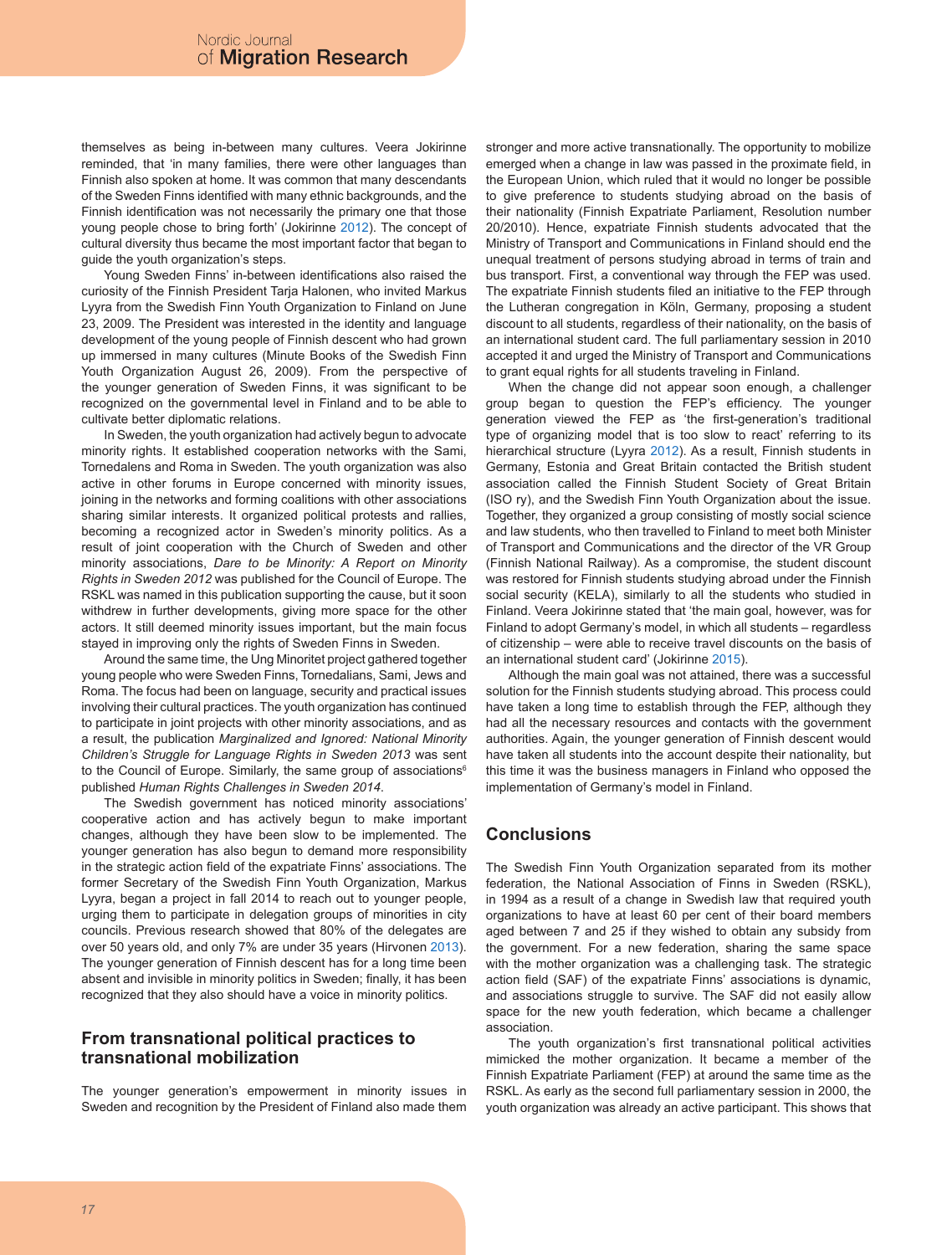themselves as being in-between many cultures. Veera Jokirinne reminded, that 'in many families, there were other languages than Finnish also spoken at home. It was common that many descendants of the Sweden Finns identified with many ethnic backgrounds, and the Finnish identification was not necessarily the primary one that those young people chose to bring forth' (Jokirinne 2012). The concept of cultural diversity thus became the most important factor that began to guide the youth organization's steps.

Young Sweden Finns' in-between identifications also raised the curiosity of the Finnish President Tarja Halonen, who invited Markus Lyyra from the Swedish Finn Youth Organization to Finland on June 23, 2009. The President was interested in the identity and language development of the young people of Finnish descent who had grown up immersed in many cultures (Minute Books of the Swedish Finn Youth Organization August 26, 2009). From the perspective of the younger generation of Sweden Finns, it was significant to be recognized on the governmental level in Finland and to be able to cultivate better diplomatic relations.

In Sweden, the youth organization had actively begun to advocate minority rights. It established cooperation networks with the Sami, Tornedalens and Roma in Sweden. The youth organization was also active in other forums in Europe concerned with minority issues, joining in the networks and forming coalitions with other associations sharing similar interests. It organized political protests and rallies, becoming a recognized actor in Sweden's minority politics. As a result of joint cooperation with the Church of Sweden and other minority associations, *Dare to be Minority: A Report on Minority Rights in Sweden 2012* was published for the Council of Europe. The RSKL was named in this publication supporting the cause, but it soon withdrew in further developments, giving more space for the other actors. It still deemed minority issues important, but the main focus stayed in improving only the rights of Sweden Finns in Sweden.

Around the same time, the Ung Minoritet project gathered together young people who were Sweden Finns, Tornedalians, Sami, Jews and Roma. The focus had been on language, security and practical issues involving their cultural practices. The youth organization has continued to participate in joint projects with other minority associations, and as a result, the publication *Marginalized and Ignored: National Minority Children's Struggle for Language Rights in Sweden 2013* was sent to the Council of Europe. Similarly, the same group of associations[6] published *Human Rights Challenges in Sweden 2014*.

The Swedish government has noticed minority associations' cooperative action and has actively begun to make important changes, although they have been slow to be implemented. The younger generation has also begun to demand more responsibility in the strategic action field of the expatriate Finns' associations. The former Secretary of the Swedish Finn Youth Organization, Markus Lyyra, began a project in fall 2014 to reach out to younger people, urging them to participate in delegation groups of minorities in city councils. Previous research showed that 80% of the delegates are over 50 years old, and only 7% are under 35 years (Hirvonen 2013). The younger generation of Finnish descent has for a long time been absent and invisible in minority politics in Sweden; finally, it has been recognized that they also should have a voice in minority politics.

## From transnational political practices to transnational mobilization

The younger generation's empowerment in minority issues in Sweden and recognition by the President of Finland also made them stronger and more active transnationally. The opportunity to mobilize emerged when a change in law was passed in the proximate field, in the European Union, which ruled that it would no longer be possible to give preference to students studying abroad on the basis of their nationality (Finnish Expatriate Parliament, Resolution number 20/2010). Hence, expatriate Finnish students advocated that the Ministry of Transport and Communications in Finland should end the unequal treatment of persons studying abroad in terms of train and bus transport. First, a conventional way through the FEP was used. The expatriate Finnish students filed an initiative to the FEP through the Lutheran congregation in Köln, Germany, proposing a student discount to all students, regardless of their nationality, on the basis of an international student card. The full parliamentary session in 2010 accepted it and urged the Ministry of Transport and Communications to grant equal rights for all students traveling in Finland.

When the change did not appear soon enough, a challenger group began to question the FEP's efficiency. The younger generation viewed the FEP as 'the first-generation's traditional type of organizing model that is too slow to react' referring to its hierarchical structure (Lyyra 2012). As a result, Finnish students in Germany, Estonia and Great Britain contacted the British student association called the Finnish Student Society of Great Britain (ISO ry), and the Swedish Finn Youth Organization about the issue. Together, they organized a group consisting of mostly social science and law students, who then travelled to Finland to meet both Minister of Transport and Communications and the director of the VR Group (Finnish National Railway). As a compromise, the student discount was restored for Finnish students studying abroad under the Finnish social security (KELA), similarly to all the students who studied in Finland. Veera Jokirinne stated that 'the main goal, however, was for Finland to adopt Germany's model, in which all students – regardless of citizenship – were able to receive travel discounts on the basis of an international student card' (Jokirinne 2015).

Although the main goal was not attained, there was a successful solution for the Finnish students studying abroad. This process could have taken a long time to establish through the FEP, although they had all the necessary resources and contacts with the government authorities. Again, the younger generation of Finnish descent would have taken all students into the account despite their nationality, but this time it was the business managers in Finland who opposed the implementation of Germany's model in Finland.

## Conclusions

The Swedish Finn Youth Organization separated from its mother federation, the National Association of Finns in Sweden (RSKL), in 1994 as a result of a change in Swedish law that required youth organizations to have at least 60 per cent of their board members aged between 7 and 25 if they wished to obtain any subsidy from the government. For a new federation, sharing the same space with the mother organization was a challenging task. The strategic action field (SAF) of the expatriate Finns' associations is dynamic, and associations struggle to survive. The SAF did not easily allow space for the new youth federation, which became a challenger association.

The youth organization's first transnational political activities mimicked the mother organization. It became a member of the Finnish Expatriate Parliament (FEP) at around the same time as the RSKL. As early as the second full parliamentary session in 2000, the youth organization was already an active participant. This shows that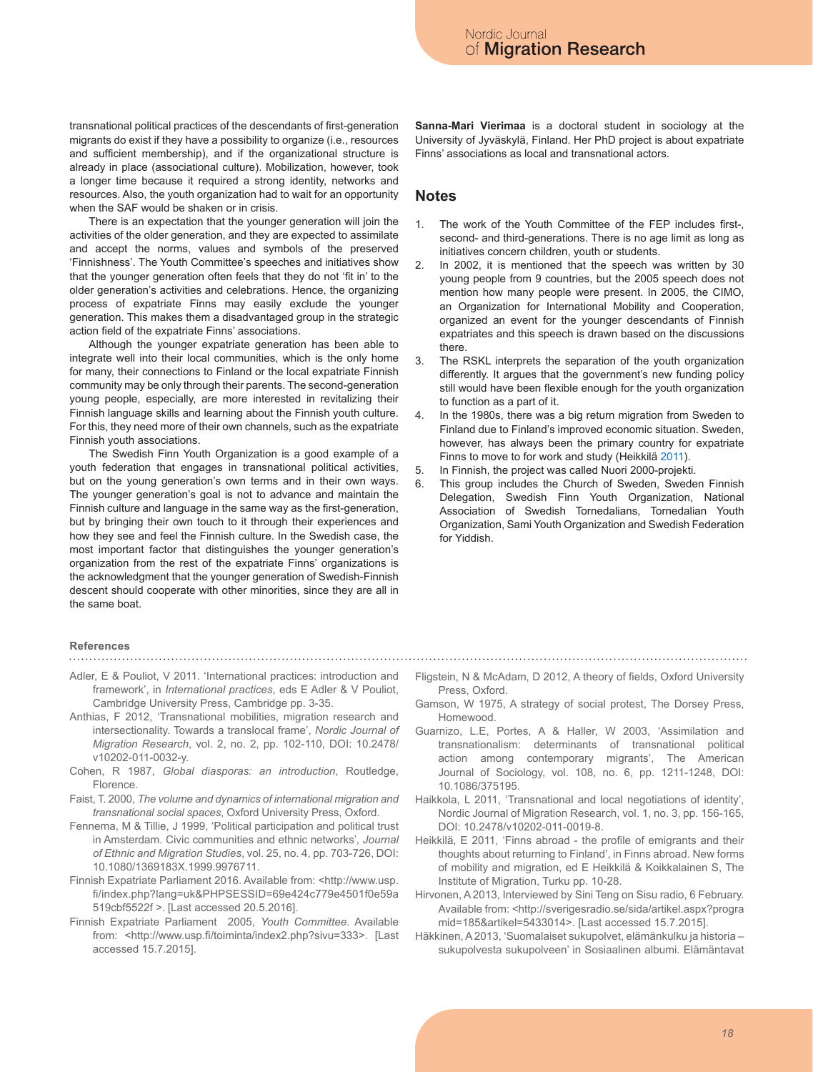transnational political practices of the descendants of first-generation migrants do exist if they have a possibility to organize (i.e., resources and sufficient membership), and if the organizational structure is already in place (associational culture). Mobilization, however, took a longer time because it required a strong identity, networks and resources. Also, the youth organization had to wait for an opportunity when the SAF would be shaken or in crisis.

There is an expectation that the younger generation will join the activities of the older generation, and they are expected to assimilate and accept the norms, values and symbols of the preserved 'Finnishness'. The Youth Committee's speeches and initiatives show that the younger generation often feels that they do not 'fit in' to the older generation's activities and celebrations. Hence, the organizing process of expatriate Finns may easily exclude the younger generation. This makes them a disadvantaged group in the strategic action field of the expatriate Finns' associations.

Although the younger expatriate generation has been able to integrate well into their local communities, which is the only home for many, their connections to Finland or the local expatriate Finnish community may be only through their parents. The second-generation young people, especially, are more interested in revitalizing their Finnish language skills and learning about the Finnish youth culture. For this, they need more of their own channels, such as the expatriate Finnish youth associations.

The Swedish Finn Youth Organization is a good example of a youth federation that engages in transnational political activities, but on the young generation's own terms and in their own ways. The younger generation's goal is not to advance and maintain the Finnish culture and language in the same way as the first-generation, but by bringing their own touch to it through their experiences and how they see and feel the Finnish culture. In the Swedish case, the most important factor that distinguishes the younger generation's organization from the rest of the expatriate Finns' organizations is the acknowledgment that the younger generation of Swedish-Finnish descent should cooperate with other minorities, since they are all in the same boat.

**Sanna-Mari Vierimaa** is a doctoral student in sociology at the University of Jyväskylä, Finland. Her PhD project is about expatriate Finns' associations as local and transnational actors.

## Notes

1. The work of the Youth Committee of the FEP includes first-, second- and third-generations. There is no age limit as long as initiatives concern children, youth or students.
2. In 2002, it is mentioned that the speech was written by 30 young people from 9 countries, but the 2005 speech does not mention how many people were present. In 2005, the CIMO, an Organization for International Mobility and Cooperation, organized an event for the younger descendants of Finnish expatriates and this speech is drawn based on the discussions there.
3. The RSKL interprets the separation of the youth organization differently. It argues that the government's new funding policy still would have been flexible enough for the youth organization to function as a part of it.
4. In the 1980s, there was a big return migration from Sweden to Finland due to Finland's improved economic situation. Sweden, however, has always been the primary country for expatriate Finns to move to for work and study (Heikkilä 2011).
5. In Finnish, the project was called Nuori 2000-projekti.
6. This group includes the Church of Sweden, Sweden Finnish Delegation, Swedish Finn Youth Organization, National Association of Swedish Tornedalians, Tornedalian Youth Organization, Sami Youth Organization and Swedish Federation for Yiddish.

### References

Adler, E & Pouliot, V 2011. 'International practices: introduction and framework', in *International practices*, eds E Adler & V Pouliot, Cambridge University Press, Cambridge pp. 3-35.

Anthias, F 2012, 'Transnational mobilities, migration research and intersectionality. Towards a translocal frame', *Nordic Journal of Migration Research*, vol. 2, no. 2, pp. 102-110, DOI: 10.2478/v10202-011-0032-y.

Cohen, R 1987, *Global diasporas: an introduction*, Routledge, Florence.

Faist, T. 2000, *The volume and dynamics of international migration and transnational social spaces*, Oxford University Press, Oxford.

Fennema, M & Tillie, J 1999, 'Political participation and political trust in Amsterdam. Civic communities and ethnic networks', *Journal of Ethnic and Migration Studies*, vol. 25, no. 4, pp. 703-726, DOI: 10.1080/1369183X.1999.9976711.

Finnish Expatriate Parliament 2016. Available from: <http://www.usp.fi/index.php?lang=uk&PHPSESSID=69e424c779e4501f0e59a519cbf5522f >. [Last accessed 20.5.2016].

Finnish Expatriate Parliament 2005, *Youth Committee*. Available from: <http://www.usp.fi/toiminta/index2.php?sivu=333>. [Last accessed 15.7.2015].

Fligstein, N & McAdam, D 2012, A theory of fields, Oxford University Press, Oxford.

Gamson, W 1975, A strategy of social protest, The Dorsey Press, Homewood.

Guarnizo, L.E, Portes, A & Haller, W 2003, 'Assimilation and transnationalism: determinants of transnational political action among contemporary migrants', The American Journal of Sociology, vol. 108, no. 6, pp. 1211-1248, DOI: 10.1086/375195.

Haikkola, L 2011, 'Transnational and local negotiations of identity', Nordic Journal of Migration Research, vol. 1, no. 3, pp. 156-165, DOI: 10.2478/v10202-011-0019-8.

Heikkilä, E 2011, 'Finns abroad - the profile of emigrants and their thoughts about returning to Finland', in Finns abroad. New forms of mobility and migration, ed E Heikkilä & Koikkalainen S, The Institute of Migration, Turku pp. 10-28.

Hirvonen, A 2013, Interviewed by Sini Teng on Sisu radio, 6 February. Available from: <http://sverigesradio.se/sida/artikel.aspx?programid=185&artikel=5433014>. [Last accessed 15.7.2015].

Häkkinen, A 2013, 'Suomalaiset sukupolvet, elämänkulku ja historia – sukupolvesta sukupolveen' in Sosiaalinen albumi. Elämäntavat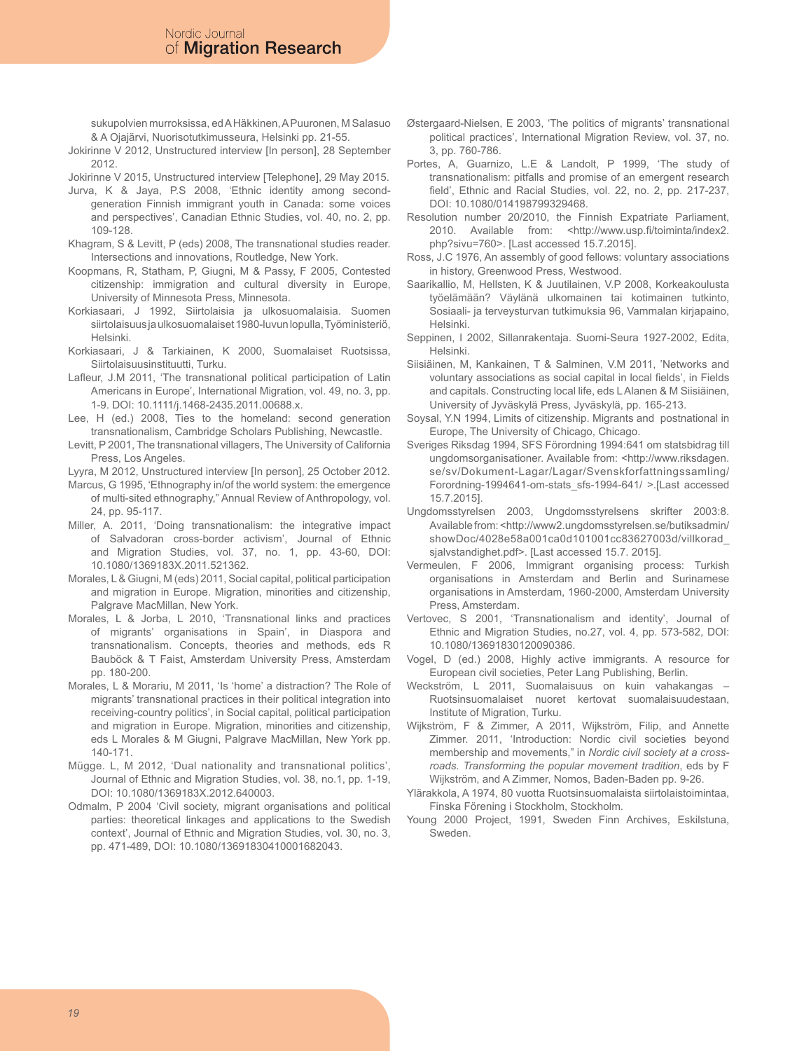sukupolvien murroksissa, ed A Häkkinen, A Puuronen, M Salasuo & A Ojajärvi, Nuorisotutkimusseura, Helsinki pp. 21-55.

Jokirinne V 2012, Unstructured interview [In person], 28 September 2012.

Jokirinne V 2015, Unstructured interview [Telephone], 29 May 2015.

Jurva, K & Jaya, P.S 2008, 'Ethnic identity among second-generation Finnish immigrant youth in Canada: some voices and perspectives', Canadian Ethnic Studies, vol. 40, no. 2, pp. 109-128.

Khagram, S & Levitt, P (eds) 2008, The transnational studies reader. Intersections and innovations, Routledge, New York.

Koopmans, R, Statham, P, Giugni, M & Passy, F 2005, Contested citizenship: immigration and cultural diversity in Europe, University of Minnesota Press, Minnesota.

Korkiasaari, J 1992, Siirtolaisia ja ulkosuomalaisia. Suomen siirtolaisuus ja ulkosuomalaiset 1980-luvun lopulla, Työministeriö, Helsinki.

Korkiasaari, J & Tarkiainen, K 2000, Suomalaiset Ruotsissa, Siirtolaisuusinstituutti, Turku.

Lafleur, J.M 2011, 'The transnational political participation of Latin Americans in Europe', International Migration, vol. 49, no. 3, pp. 1-9. DOI: 10.1111/j.1468-2435.2011.00688.x.

Lee, H (ed.) 2008, Ties to the homeland: second generation transnationalism, Cambridge Scholars Publishing, Newcastle.

Levitt, P 2001, The transnational villagers, The University of California Press, Los Angeles.

Lyyra, M 2012, Unstructured interview [In person], 25 October 2012.

Marcus, G 1995, 'Ethnography in/of the world system: the emergence of multi-sited ethnography," Annual Review of Anthropology, vol. 24, pp. 95-117.

Miller, A. 2011, 'Doing transnationalism: the integrative impact of Salvadoran cross-border activism', Journal of Ethnic and Migration Studies, vol. 37, no. 1, pp. 43-60, DOI: 10.1080/1369183X.2011.521362.

Morales, L & Giugni, M (eds) 2011, Social capital, political participation and migration in Europe. Migration, minorities and citizenship, Palgrave MacMillan, New York.

Morales, L & Jorba, L 2010, 'Transnational links and practices of migrants' organisations in Spain', in Diaspora and transnationalism. Concepts, theories and methods, eds R Bauböck & T Faist, Amsterdam University Press, Amsterdam pp. 180-200.

Morales, L & Morariu, M 2011, 'Is 'home' a distraction? The Role of migrants' transnational practices in their political integration into receiving-country politics', in Social capital, political participation and migration in Europe. Migration, minorities and citizenship, eds L Morales & M Giugni, Palgrave MacMillan, New York pp. 140-171.

Mügge. L, M 2012, 'Dual nationality and transnational politics', Journal of Ethnic and Migration Studies, vol. 38, no.1, pp. 1-19, DOI: 10.1080/1369183X.2012.640003.

Odmalm, P 2004 'Civil society, migrant organisations and political parties: theoretical linkages and applications to the Swedish context', Journal of Ethnic and Migration Studies, vol. 30, no. 3, pp. 471-489, DOI: 10.1080/13691830410001682043.

Østergaard-Nielsen, E 2003, 'The politics of migrants' transnational political practices', International Migration Review, vol. 37, no. 3, pp. 760-786.

Portes, A, Guarnizo, L.E & Landolt, P 1999, 'The study of transnationalism: pitfalls and promise of an emergent research field', Ethnic and Racial Studies, vol. 22, no. 2, pp. 217-237, DOI: 10.1080/014198799329468.

Resolution number 20/2010, the Finnish Expatriate Parliament, 2010. Available from: <http://www.usp.fi/toiminta/index2.php?sivu=760>. [Last accessed 15.7.2015].

Ross, J.C 1976, An assembly of good fellows: voluntary associations in history, Greenwood Press, Westwood.

Saarikallio, M, Hellsten, K & Juutilainen, V.P 2008, Korkeakoulusta työelämään? Väylänä ulkomainen tai kotimainen tutkinto, Sosiaali- ja terveysturvan tutkimuksia 96, Vammalan kirjapaino, Helsinki.

Seppinen, I 2002, Sillanrakentaja. Suomi-Seura 1927-2002, Edita, Helsinki.

Siisiäinen, M, Kankainen, T & Salminen, V.M 2011, 'Networks and voluntary associations as social capital in local fields', in Fields and capitals. Constructing local life, eds L Alanen & M Siisiäinen, University of Jyväskylä Press, Jyväskylä, pp. 165-213.

Soysal, Y.N 1994, Limits of citizenship. Migrants and postnational in Europe, The University of Chicago, Chicago.

Sveriges Riksdag 1994, SFS Förordning 1994:641 om statsbidrag till ungdomsorganisationer. Available from: <http://www.riksdagen.se/sv/Dokument-Lagar/Lagar/Svenskforfattningssamling/Forordning-1994641-om-stats_sfs-1994-641/ >.[Last accessed 15.7.2015].

Ungdomsstyrelsen 2003, Ungdomsstyrelsens skrifter 2003:8. Available from: <http://www2.ungdomsstyrelsen.se/butiksadmin/showDoc/4028e58a001ca0d101001cc83627003d/villkorad_sjalvstandighet.pdf>. [Last accessed 15.7. 2015].

Vermeulen, F 2006, Immigrant organising process: Turkish organisations in Amsterdam and Berlin and Surinamese organisations in Amsterdam, 1960-2000, Amsterdam University Press, Amsterdam.

Vertovec, S 2001, 'Transnationalism and identity', Journal of Ethnic and Migration Studies, no.27, vol. 4, pp. 573-582, DOI: 10.1080/13691830120090386.

Vogel, D (ed.) 2008, Highly active immigrants. A resource for European civil societies, Peter Lang Publishing, Berlin.

Weckström, L 2011, Suomalaisuus on kuin vahakangas – Ruotsinsuomalaiset nuoret kertovat suomalaisuudestaan, Institute of Migration, Turku.

Wijkström, F & Zimmer, A 2011, Wijkström, Filip, and Annette Zimmer. 2011, 'Introduction: Nordic civil societies beyond membership and movements," in *Nordic civil society at a cross-roads. Transforming the popular movement tradition*, eds by F Wijkström, and A Zimmer, Nomos, Baden-Baden pp. 9-26.

Ylärakkola, A 1974, 80 vuotta Ruotsinsuomalaista siirtolaistoimintaa, Finska Förening i Stockholm, Stockholm.

Young 2000 Project, 1991, Sweden Finn Archives, Eskilstuna, Sweden.